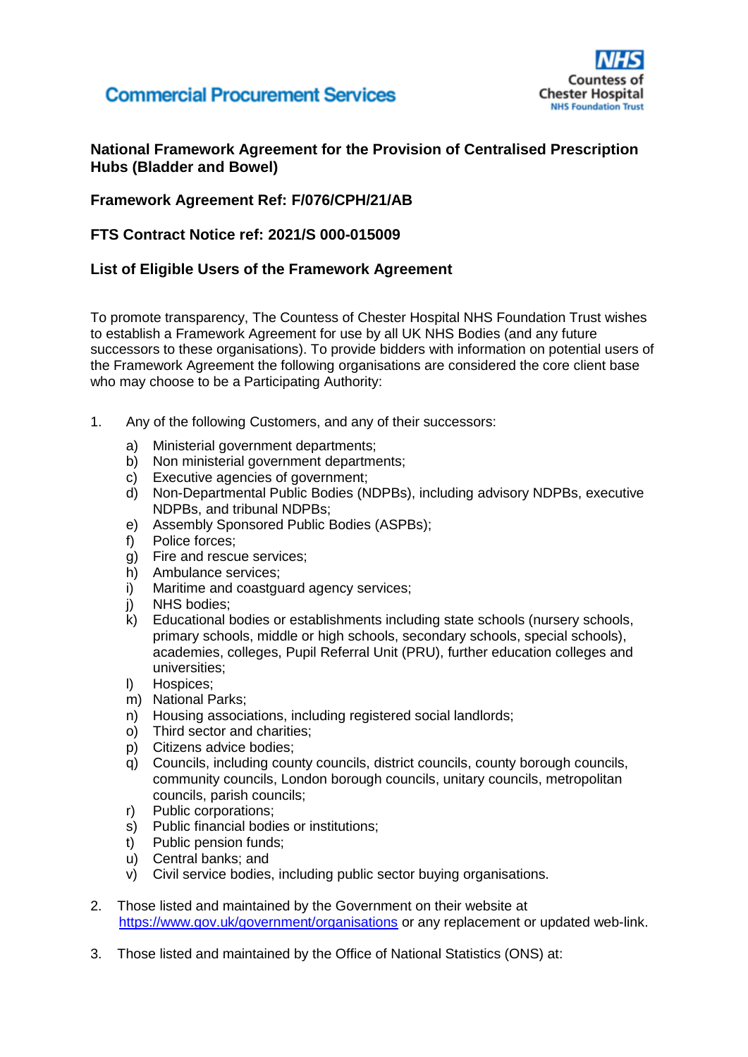Commercial Procurement Services

NHS Countess of Chester Hospital NHS Foundation Trust

**National Framework Agreement for the Provision of Centralised Prescription Hubs (Bladder and Bowel)**

**Framework Agreement Ref: F/076/CPH/21/AB**

**FTS Contract Notice ref: 2021/S 000-015009**

**List of Eligible Users of the Framework Agreement**

To promote transparency, The Countess of Chester Hospital NHS Foundation Trust wishes to establish a Framework Agreement for use by all UK NHS Bodies (and any future successors to these organisations). To provide bidders with information on potential users of the Framework Agreement the following organisations are considered the core client base who may choose to be a Participating Authority:

1. Any of the following Customers, and any of their successors:
   a) Ministerial government departments;
   b) Non ministerial government departments;
   c) Executive agencies of government;
   d) Non-Departmental Public Bodies (NDPBs), including advisory NDPBs, executive NDPBs, and tribunal NDPBs;
   e) Assembly Sponsored Public Bodies (ASPBs);
   f) Police forces;
   g) Fire and rescue services;
   h) Ambulance services;
   i) Maritime and coastguard agency services;
   j) NHS bodies;
   k) Educational bodies or establishments including state schools (nursery schools, primary schools, middle or high schools, secondary schools, special schools), academies, colleges, Pupil Referral Unit (PRU), further education colleges and universities;
   l) Hospices;
   m) National Parks;
   n) Housing associations, including registered social landlords;
   o) Third sector and charities;
   p) Citizens advice bodies;
   q) Councils, including county councils, district councils, county borough councils, community councils, London borough councils, unitary councils, metropolitan councils, parish councils;
   r) Public corporations;
   s) Public financial bodies or institutions;
   t) Public pension funds;
   u) Central banks; and
   v) Civil service bodies, including public sector buying organisations.

2. Those listed and maintained by the Government on their website at https://www.gov.uk/government/organisations or any replacement or updated web-link.

3. Those listed and maintained by the Office of National Statistics (ONS) at: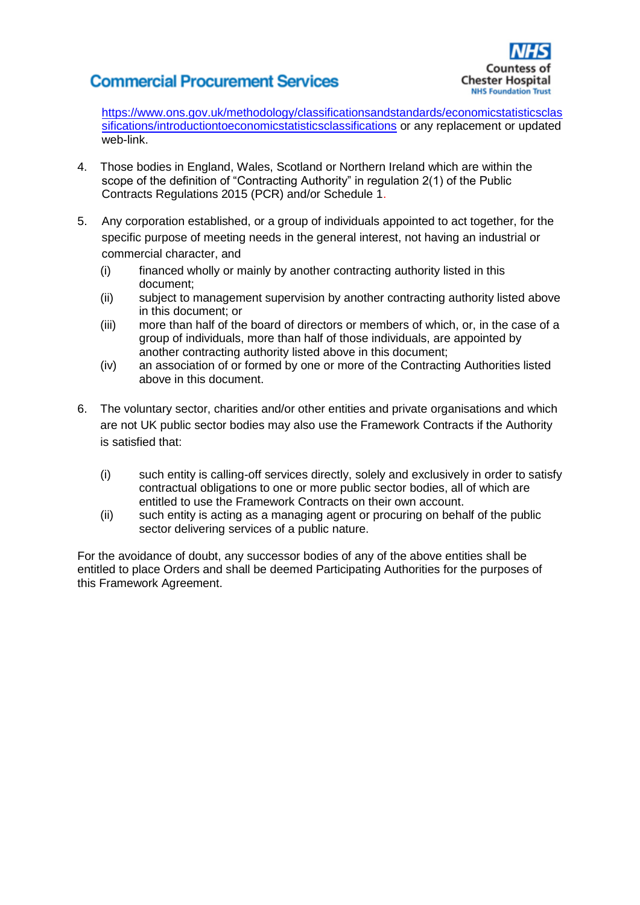https://www.ons.gov.uk/methodology/classificationsandstandards/economicstatisticsclassifications/introductiontoeconomicstatisticsclassifications or any replacement or updated web-link.

4. Those bodies in England, Wales, Scotland or Northern Ireland which are within the scope of the definition of "Contracting Authority" in regulation 2(1) of the Public Contracts Regulations 2015 (PCR) and/or Schedule 1.

5. Any corporation established, or a group of individuals appointed to act together, for the specific purpose of meeting needs in the general interest, not having an industrial or commercial character, and
   - (i) financed wholly or mainly by another contracting authority listed in this document;
   - (ii) subject to management supervision by another contracting authority listed above in this document; or
   - (iii) more than half of the board of directors or members of which, or, in the case of a group of individuals, more than half of those individuals, are appointed by another contracting authority listed above in this document;
   - (iv) an association of or formed by one or more of the Contracting Authorities listed above in this document.

6. The voluntary sector, charities and/or other entities and private organisations and which are not UK public sector bodies may also use the Framework Contracts if the Authority is satisfied that:
   - (i) such entity is calling-off services directly, solely and exclusively in order to satisfy contractual obligations to one or more public sector bodies, all of which are entitled to use the Framework Contracts on their own account.
   - (ii) such entity is acting as a managing agent or procuring on behalf of the public sector delivering services of a public nature.

For the avoidance of doubt, any successor bodies of any of the above entities shall be entitled to place Orders and shall be deemed Participating Authorities for the purposes of this Framework Agreement.